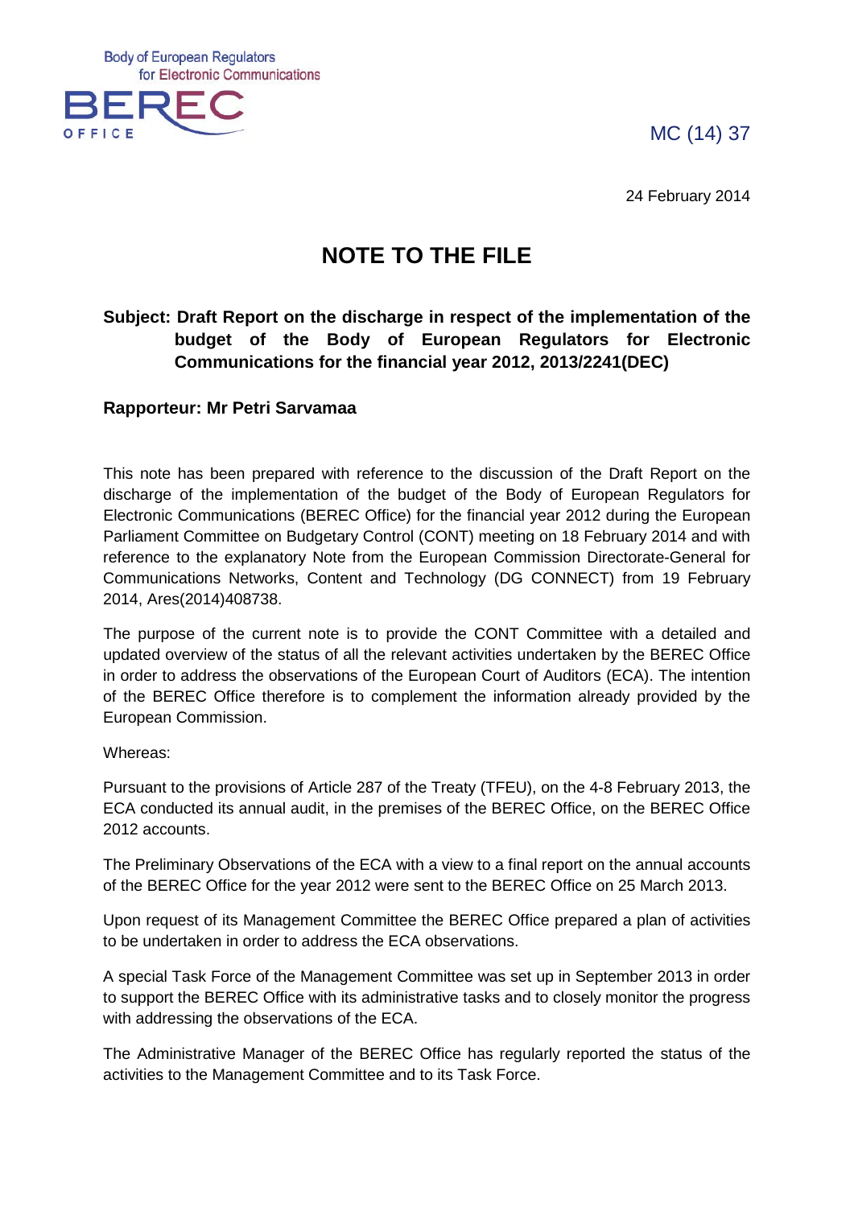Body of European Regulators for Electronic Communications

BEREC OFFICE

MC (14) 37

24 February 2014

# NOTE TO THE FILE

**Subject: Draft Report on the discharge in respect of the implementation of the budget of the Body of European Regulators for Electronic Communications for the financial year 2012, 2013/2241(DEC)**

**Rapporteur: Mr Petri Sarvamaa**

This note has been prepared with reference to the discussion of the Draft Report on the discharge of the implementation of the budget of the Body of European Regulators for Electronic Communications (BEREC Office) for the financial year 2012 during the European Parliament Committee on Budgetary Control (CONT) meeting on 18 February 2014 and with reference to the explanatory Note from the European Commission Directorate-General for Communications Networks, Content and Technology (DG CONNECT) from 19 February 2014, Ares(2014)408738.

The purpose of the current note is to provide the CONT Committee with a detailed and updated overview of the status of all the relevant activities undertaken by the BEREC Office in order to address the observations of the European Court of Auditors (ECA). The intention of the BEREC Office therefore is to complement the information already provided by the European Commission.

Whereas:

Pursuant to the provisions of Article 287 of the Treaty (TFEU), on the 4-8 February 2013, the ECA conducted its annual audit, in the premises of the BEREC Office, on the BEREC Office 2012 accounts.

The Preliminary Observations of the ECA with a view to a final report on the annual accounts of the BEREC Office for the year 2012 were sent to the BEREC Office on 25 March 2013.

Upon request of its Management Committee the BEREC Office prepared a plan of activities to be undertaken in order to address the ECA observations.

A special Task Force of the Management Committee was set up in September 2013 in order to support the BEREC Office with its administrative tasks and to closely monitor the progress with addressing the observations of the ECA.

The Administrative Manager of the BEREC Office has regularly reported the status of the activities to the Management Committee and to its Task Force.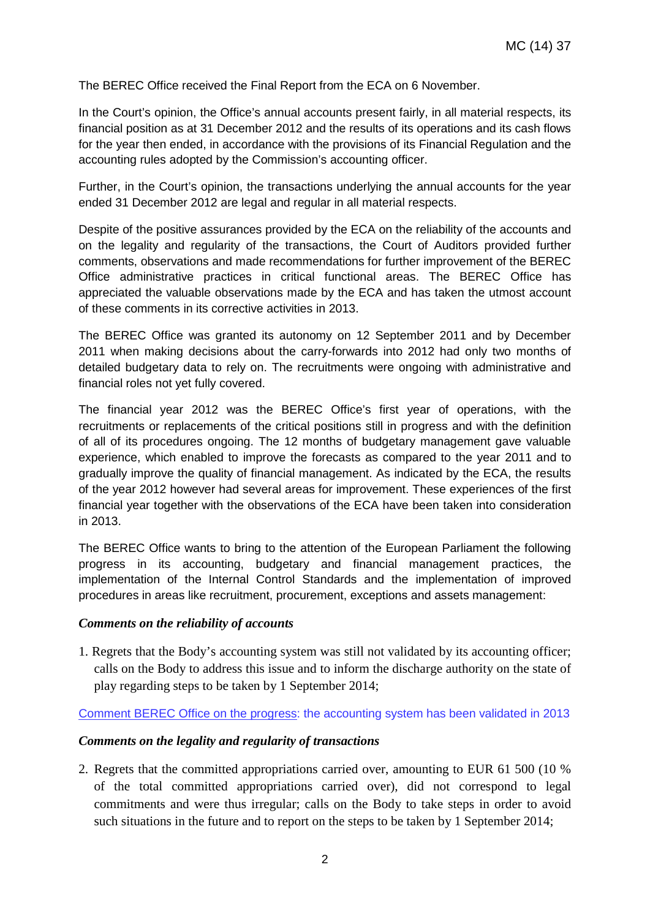The BEREC Office received the Final Report from the ECA on 6 November.

In the Court's opinion, the Office's annual accounts present fairly, in all material respects, its financial position as at 31 December 2012 and the results of its operations and its cash flows for the year then ended, in accordance with the provisions of its Financial Regulation and the accounting rules adopted by the Commission's accounting officer.

Further, in the Court's opinion, the transactions underlying the annual accounts for the year ended 31 December 2012 are legal and regular in all material respects.

Despite of the positive assurances provided by the ECA on the reliability of the accounts and on the legality and regularity of the transactions, the Court of Auditors provided further comments, observations and made recommendations for further improvement of the BEREC Office administrative practices in critical functional areas. The BEREC Office has appreciated the valuable observations made by the ECA and has taken the utmost account of these comments in its corrective activities in 2013.

The BEREC Office was granted its autonomy on 12 September 2011 and by December 2011 when making decisions about the carry-forwards into 2012 had only two months of detailed budgetary data to rely on. The recruitments were ongoing with administrative and financial roles not yet fully covered.

The financial year 2012 was the BEREC Office's first year of operations, with the recruitments or replacements of the critical positions still in progress and with the definition of all of its procedures ongoing. The 12 months of budgetary management gave valuable experience, which enabled to improve the forecasts as compared to the year 2011 and to gradually improve the quality of financial management. As indicated by the ECA, the results of the year 2012 however had several areas for improvement. These experiences of the first financial year together with the observations of the ECA have been taken into consideration in 2013.

The BEREC Office wants to bring to the attention of the European Parliament the following progress in its accounting, budgetary and financial management practices, the implementation of the Internal Control Standards and the implementation of improved procedures in areas like recruitment, procurement, exceptions and assets management:

***Comments on the reliability of accounts***

1. Regrets that the Body's accounting system was still not validated by its accounting officer; calls on the Body to address this issue and to inform the discharge authority on the state of play regarding steps to be taken by 1 September 2014;

Comment BEREC Office on the progress: the accounting system has been validated in 2013

***Comments on the legality and regularity of transactions***

2. Regrets that the committed appropriations carried over, amounting to EUR 61 500 (10 % of the total committed appropriations carried over), did not correspond to legal commitments and were thus irregular; calls on the Body to take steps in order to avoid such situations in the future and to report on the steps to be taken by 1 September 2014;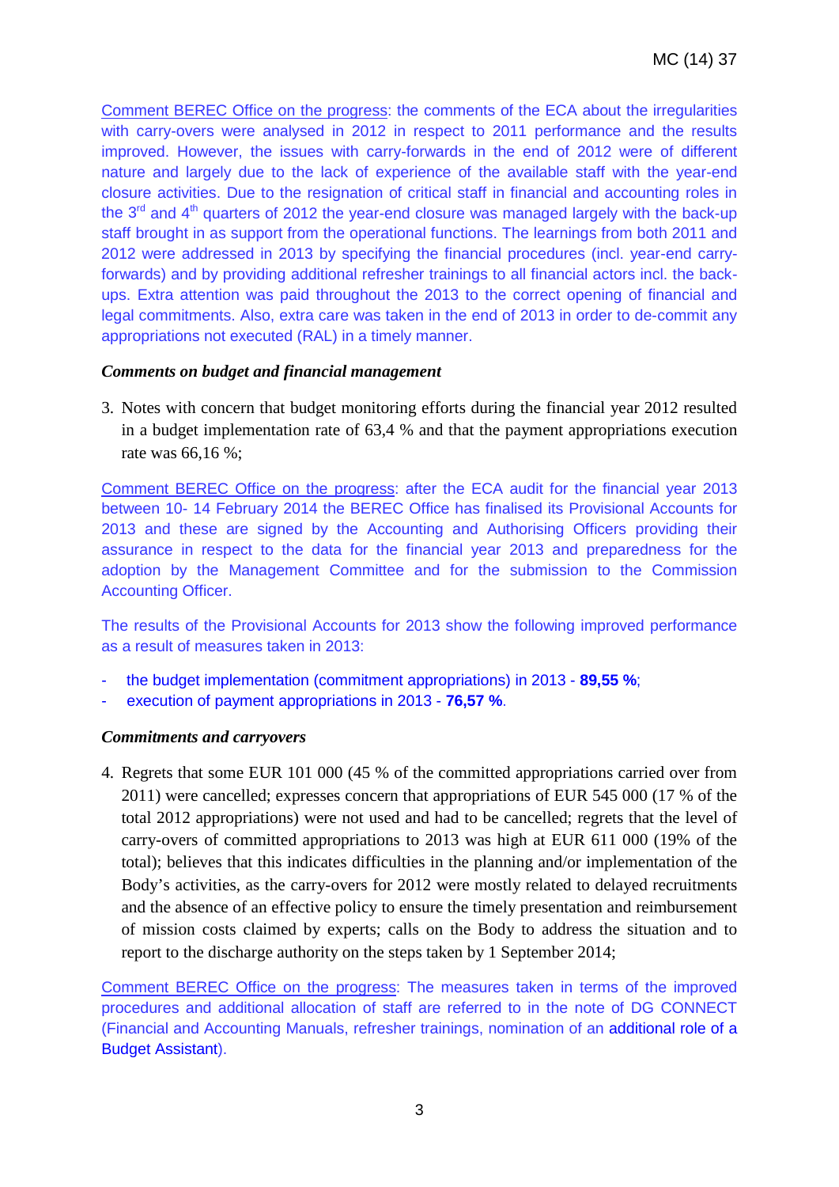Comment BEREC Office on the progress: the comments of the ECA about the irregularities with carry-overs were analysed in 2012 in respect to 2011 performance and the results improved. However, the issues with carry-forwards in the end of 2012 were of different nature and largely due to the lack of experience of the available staff with the year-end closure activities. Due to the resignation of critical staff in financial and accounting roles in the 3rd and 4th quarters of 2012 the year-end closure was managed largely with the back-up staff brought in as support from the operational functions. The learnings from both 2011 and 2012 were addressed in 2013 by specifying the financial procedures (incl. year-end carry-forwards) and by providing additional refresher trainings to all financial actors incl. the back-ups. Extra attention was paid throughout the 2013 to the correct opening of financial and legal commitments. Also, extra care was taken in the end of 2013 in order to de-commit any appropriations not executed (RAL) in a timely manner.

### *Comments on budget and financial management*

3. Notes with concern that budget monitoring efforts during the financial year 2012 resulted in a budget implementation rate of 63,4 % and that the payment appropriations execution rate was 66,16 %;

Comment BEREC Office on the progress: after the ECA audit for the financial year 2013 between 10- 14 February 2014 the BEREC Office has finalised its Provisional Accounts for 2013 and these are signed by the Accounting and Authorising Officers providing their assurance in respect to the data for the financial year 2013 and preparedness for the adoption by the Management Committee and for the submission to the Commission Accounting Officer.

The results of the Provisional Accounts for 2013 show the following improved performance as a result of measures taken in 2013:

- the budget implementation (commitment appropriations) in 2013 - **89,55 %**;
- execution of payment appropriations in 2013 - **76,57 %**.

### *Commitments and carryovers*

4. Regrets that some EUR 101 000 (45 % of the committed appropriations carried over from 2011) were cancelled; expresses concern that appropriations of EUR 545 000 (17 % of the total 2012 appropriations) were not used and had to be cancelled; regrets that the level of carry-overs of committed appropriations to 2013 was high at EUR 611 000 (19% of the total); believes that this indicates difficulties in the planning and/or implementation of the Body's activities, as the carry-overs for 2012 were mostly related to delayed recruitments and the absence of an effective policy to ensure the timely presentation and reimbursement of mission costs claimed by experts; calls on the Body to address the situation and to report to the discharge authority on the steps taken by 1 September 2014;

Comment BEREC Office on the progress: The measures taken in terms of the improved procedures and additional allocation of staff are referred to in the note of DG CONNECT (Financial and Accounting Manuals, refresher trainings, nomination of an additional role of a Budget Assistant).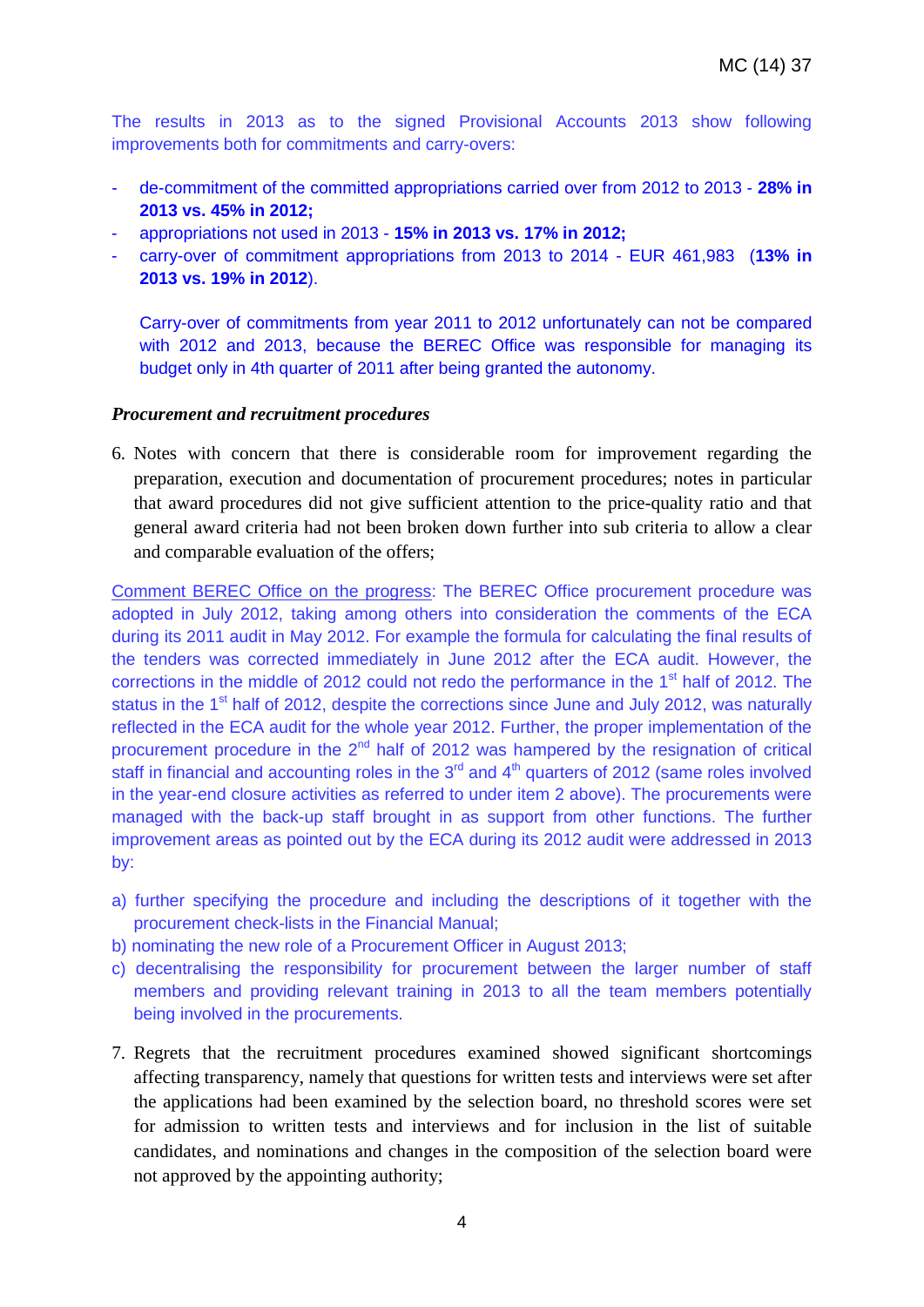The results in 2013 as to the signed Provisional Accounts 2013 show following improvements both for commitments and carry-overs:

- de-commitment of the committed appropriations carried over from 2012 to 2013 - **28% in 2013 vs. 45% in 2012;**
- appropriations not used in 2013 - **15% in 2013 vs. 17% in 2012;**
- carry-over of commitment appropriations from 2013 to 2014 - EUR 461,983 (**13% in 2013 vs. 19% in 2012**).

  Carry-over of commitments from year 2011 to 2012 unfortunately can not be compared with 2012 and 2013, because the BEREC Office was responsible for managing its budget only in 4th quarter of 2011 after being granted the autonomy.

***Procurement and recruitment procedures***

6. Notes with concern that there is considerable room for improvement regarding the preparation, execution and documentation of procurement procedures; notes in particular that award procedures did not give sufficient attention to the price-quality ratio and that general award criteria had not been broken down further into sub criteria to allow a clear and comparable evaluation of the offers;

Comment BEREC Office on the progress: The BEREC Office procurement procedure was adopted in July 2012, taking among others into consideration the comments of the ECA during its 2011 audit in May 2012. For example the formula for calculating the final results of the tenders was corrected immediately in June 2012 after the ECA audit. However, the corrections in the middle of 2012 could not redo the performance in the 1st half of 2012. The status in the 1st half of 2012, despite the corrections since June and July 2012, was naturally reflected in the ECA audit for the whole year 2012. Further, the proper implementation of the procurement procedure in the 2nd half of 2012 was hampered by the resignation of critical staff in financial and accounting roles in the 3rd and 4th quarters of 2012 (same roles involved in the year-end closure activities as referred to under item 2 above). The procurements were managed with the back-up staff brought in as support from other functions. The further improvement areas as pointed out by the ECA during its 2012 audit were addressed in 2013 by:

a) further specifying the procedure and including the descriptions of it together with the procurement check-lists in the Financial Manual;
b) nominating the new role of a Procurement Officer in August 2013;
c) decentralising the responsibility for procurement between the larger number of staff members and providing relevant training in 2013 to all the team members potentially being involved in the procurements.

7. Regrets that the recruitment procedures examined showed significant shortcomings affecting transparency, namely that questions for written tests and interviews were set after the applications had been examined by the selection board, no threshold scores were set for admission to written tests and interviews and for inclusion in the list of suitable candidates, and nominations and changes in the composition of the selection board were not approved by the appointing authority;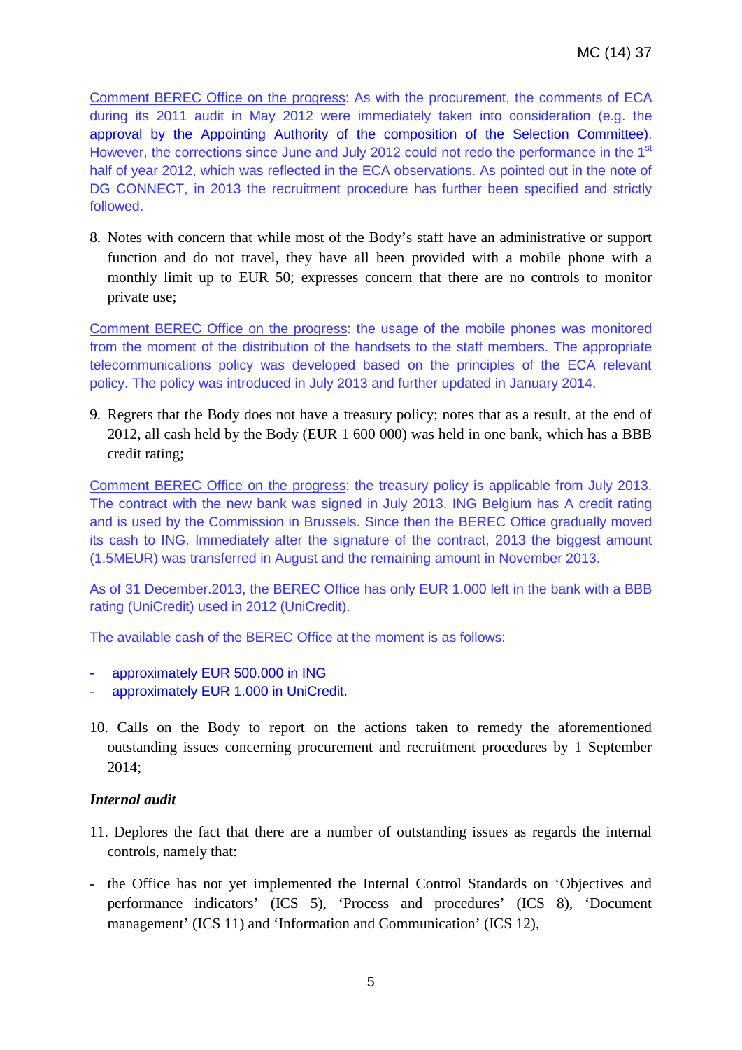Comment BEREC Office on the progress: As with the procurement, the comments of ECA during its 2011 audit in May 2012 were immediately taken into consideration (e.g. the approval by the Appointing Authority of the composition of the Selection Committee). However, the corrections since June and July 2012 could not redo the performance in the 1st half of year 2012, which was reflected in the ECA observations. As pointed out in the note of DG CONNECT, in 2013 the recruitment procedure has further been specified and strictly followed.

8. Notes with concern that while most of the Body's staff have an administrative or support function and do not travel, they have all been provided with a mobile phone with a monthly limit up to EUR 50; expresses concern that there are no controls to monitor private use;

Comment BEREC Office on the progress: the usage of the mobile phones was monitored from the moment of the distribution of the handsets to the staff members. The appropriate telecommunications policy was developed based on the principles of the ECA relevant policy. The policy was introduced in July 2013 and further updated in January 2014.

9. Regrets that the Body does not have a treasury policy; notes that as a result, at the end of 2012, all cash held by the Body (EUR 1 600 000) was held in one bank, which has a BBB credit rating;

Comment BEREC Office on the progress: the treasury policy is applicable from July 2013. The contract with the new bank was signed in July 2013. ING Belgium has A credit rating and is used by the Commission in Brussels. Since then the BEREC Office gradually moved its cash to ING. Immediately after the signature of the contract, 2013 the biggest amount (1.5MEUR) was transferred in August and the remaining amount in November 2013.

As of 31 December.2013, the BEREC Office has only EUR 1.000 left in the bank with a BBB rating (UniCredit) used in 2012 (UniCredit).

The available cash of the BEREC Office at the moment is as follows:

- approximately EUR 500.000 in ING
- approximately EUR 1.000 in UniCredit.

10. Calls on the Body to report on the actions taken to remedy the aforementioned outstanding issues concerning procurement and recruitment procedures by 1 September 2014;

***Internal audit***

11. Deplores the fact that there are a number of outstanding issues as regards the internal controls, namely that:

- the Office has not yet implemented the Internal Control Standards on 'Objectives and performance indicators' (ICS 5), 'Process and procedures' (ICS 8), 'Document management' (ICS 11) and 'Information and Communication' (ICS 12),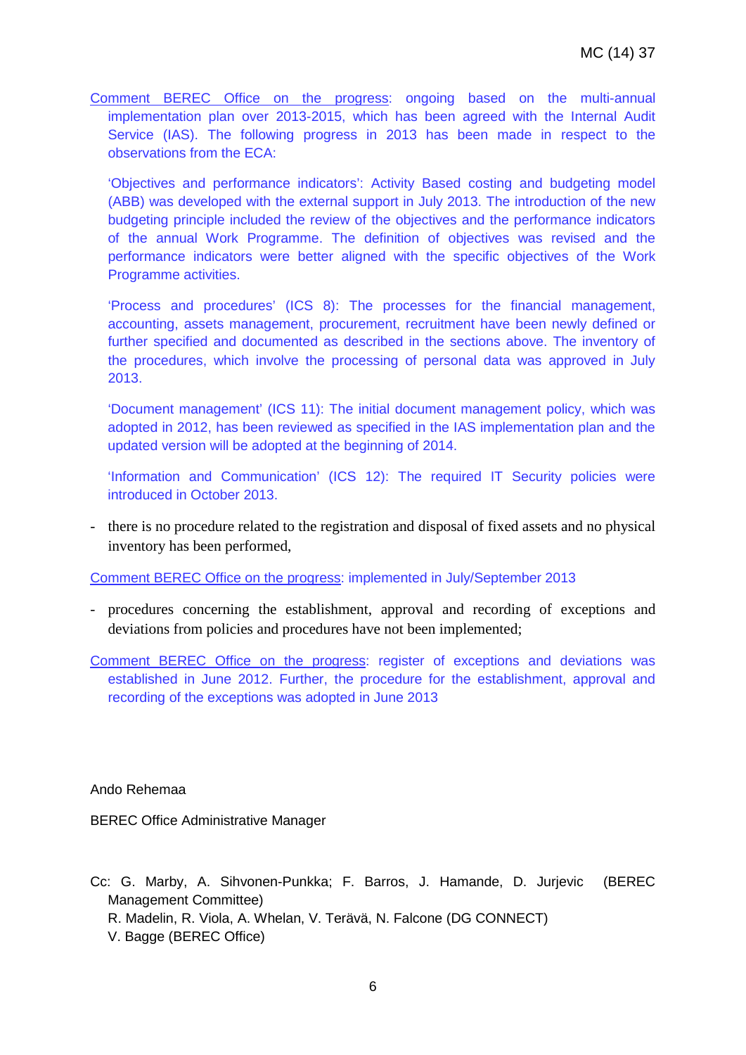Comment BEREC Office on the progress: ongoing based on the multi-annual implementation plan over 2013-2015, which has been agreed with the Internal Audit Service (IAS). The following progress in 2013 has been made in respect to the observations from the ECA:

'Objectives and performance indicators': Activity Based costing and budgeting model (ABB) was developed with the external support in July 2013. The introduction of the new budgeting principle included the review of the objectives and the performance indicators of the annual Work Programme. The definition of objectives was revised and the performance indicators were better aligned with the specific objectives of the Work Programme activities.

'Process and procedures' (ICS 8): The processes for the financial management, accounting, assets management, procurement, recruitment have been newly defined or further specified and documented as described in the sections above. The inventory of the procedures, which involve the processing of personal data was approved in July 2013.

'Document management' (ICS 11): The initial document management policy, which was adopted in 2012, has been reviewed as specified in the IAS implementation plan and the updated version will be adopted at the beginning of 2014.

'Information and Communication' (ICS 12): The required IT Security policies were introduced in October 2013.

- there is no procedure related to the registration and disposal of fixed assets and no physical inventory has been performed,

Comment BEREC Office on the progress: implemented in July/September 2013

- procedures concerning the establishment, approval and recording of exceptions and deviations from policies and procedures have not been implemented;

Comment BEREC Office on the progress: register of exceptions and deviations was established in June 2012. Further, the procedure for the establishment, approval and recording of the exceptions was adopted in June 2013

Ando Rehemaa

BEREC Office Administrative Manager

Cc: G. Marby, A. Sihvonen-Punkka; F. Barros, J. Hamande, D. Jurjevic (BEREC Management Committee)
R. Madelin, R. Viola, A. Whelan, V. Terävä, N. Falcone (DG CONNECT)
V. Bagge (BEREC Office)